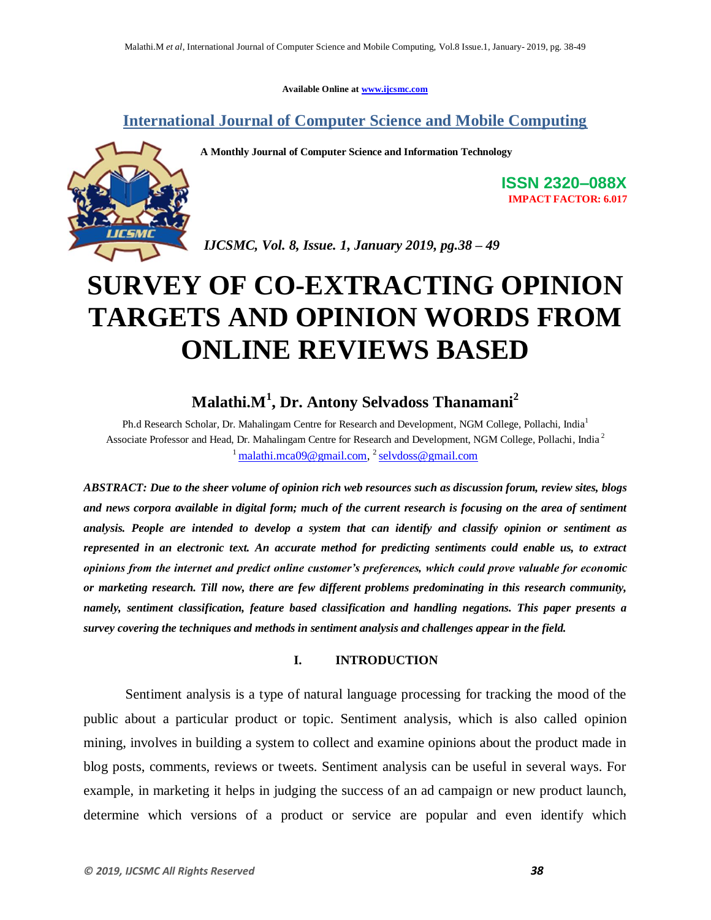Available Online at www.ijcsmc.com

## International Journal of Computer Science and Mobile Computing

**A Monthly Journal of Computer Science and Information Technology**

**ISSN 2320–088X**
**IMPACT FACTOR: 6.017**

*IJCSMC, Vol. 8, Issue. 1, January 2019, pg.38 – 49*

# SURVEY OF CO-EXTRACTING OPINION TARGETS AND OPINION WORDS FROM ONLINE REVIEWS BASED

**Malathi.M[1], Dr. Antony Selvadoss Thanamani[2]**

Ph.d Research Scholar, Dr. Mahalingam Centre for Research and Development, NGM College, Pollachi, India[1]
Associate Professor and Head, Dr. Mahalingam Centre for Research and Development, NGM College, Pollachi, India[2]
[1] malathi.mca09@gmail.com, [2] selvdoss@gmail.com

***ABSTRACT: Due to the sheer volume of opinion rich web resources such as discussion forum, review sites, blogs and news corpora available in digital form; much of the current research is focusing on the area of sentiment analysis. People are intended to develop a system that can identify and classify opinion or sentiment as represented in an electronic text. An accurate method for predicting sentiments could enable us, to extract opinions from the internet and predict online customer's preferences, which could prove valuable for economic or marketing research. Till now, there are few different problems predominating in this research community, namely, sentiment classification, feature based classification and handling negations. This paper presents a survey covering the techniques and methods in sentiment analysis and challenges appear in the field.***

## I. INTRODUCTION

Sentiment analysis is a type of natural language processing for tracking the mood of the public about a particular product or topic. Sentiment analysis, which is also called opinion mining, involves in building a system to collect and examine opinions about the product made in blog posts, comments, reviews or tweets. Sentiment analysis can be useful in several ways. For example, in marketing it helps in judging the success of an ad campaign or new product launch, determine which versions of a product or service are popular and even identify which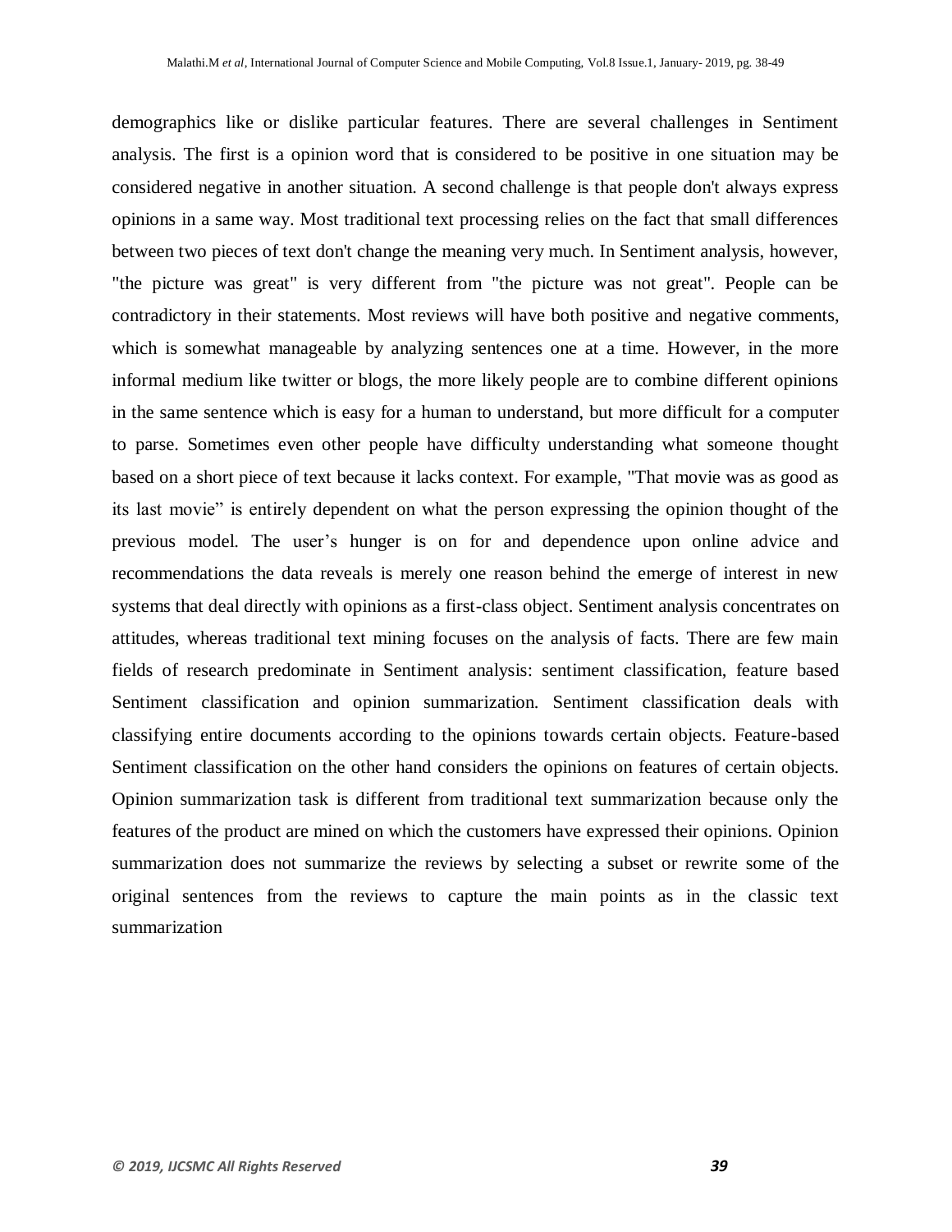demographics like or dislike particular features. There are several challenges in Sentiment analysis. The first is a opinion word that is considered to be positive in one situation may be considered negative in another situation. A second challenge is that people don't always express opinions in a same way. Most traditional text processing relies on the fact that small differences between two pieces of text don't change the meaning very much. In Sentiment analysis, however, "the picture was great" is very different from "the picture was not great". People can be contradictory in their statements. Most reviews will have both positive and negative comments, which is somewhat manageable by analyzing sentences one at a time. However, in the more informal medium like twitter or blogs, the more likely people are to combine different opinions in the same sentence which is easy for a human to understand, but more difficult for a computer to parse. Sometimes even other people have difficulty understanding what someone thought based on a short piece of text because it lacks context. For example, "That movie was as good as its last movie" is entirely dependent on what the person expressing the opinion thought of the previous model. The user's hunger is on for and dependence upon online advice and recommendations the data reveals is merely one reason behind the emerge of interest in new systems that deal directly with opinions as a first-class object. Sentiment analysis concentrates on attitudes, whereas traditional text mining focuses on the analysis of facts. There are few main fields of research predominate in Sentiment analysis: sentiment classification, feature based Sentiment classification and opinion summarization. Sentiment classification deals with classifying entire documents according to the opinions towards certain objects. Feature-based Sentiment classification on the other hand considers the opinions on features of certain objects. Opinion summarization task is different from traditional text summarization because only the features of the product are mined on which the customers have expressed their opinions. Opinion summarization does not summarize the reviews by selecting a subset or rewrite some of the original sentences from the reviews to capture the main points as in the classic text summarization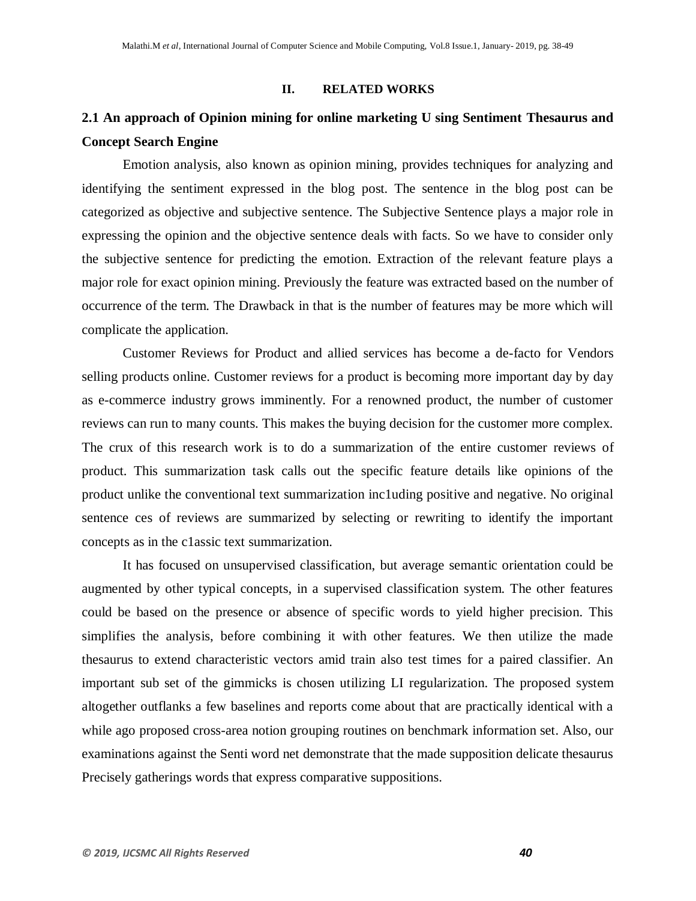## II. RELATED WORKS

### 2.1 An approach of Opinion mining for online marketing U sing Sentiment Thesaurus and Concept Search Engine

Emotion analysis, also known as opinion mining, provides techniques for analyzing and identifying the sentiment expressed in the blog post. The sentence in the blog post can be categorized as objective and subjective sentence. The Subjective Sentence plays a major role in expressing the opinion and the objective sentence deals with facts. So we have to consider only the subjective sentence for predicting the emotion. Extraction of the relevant feature plays a major role for exact opinion mining. Previously the feature was extracted based on the number of occurrence of the term. The Drawback in that is the number of features may be more which will complicate the application.

Customer Reviews for Product and allied services has become a de-facto for Vendors selling products online. Customer reviews for a product is becoming more important day by day as e-commerce industry grows imminently. For a renowned product, the number of customer reviews can run to many counts. This makes the buying decision for the customer more complex. The crux of this research work is to do a summarization of the entire customer reviews of product. This summarization task calls out the specific feature details like opinions of the product unlike the conventional text summarization inc1uding positive and negative. No original sentence ces of reviews are summarized by selecting or rewriting to identify the important concepts as in the c1assic text summarization.

It has focused on unsupervised classification, but average semantic orientation could be augmented by other typical concepts, in a supervised classification system. The other features could be based on the presence or absence of specific words to yield higher precision. This simplifies the analysis, before combining it with other features. We then utilize the made thesaurus to extend characteristic vectors amid train also test times for a paired classifier. An important sub set of the gimmicks is chosen utilizing LI regularization. The proposed system altogether outflanks a few baselines and reports come about that are practically identical with a while ago proposed cross-area notion grouping routines on benchmark information set. Also, our examinations against the Senti word net demonstrate that the made supposition delicate thesaurus Precisely gatherings words that express comparative suppositions.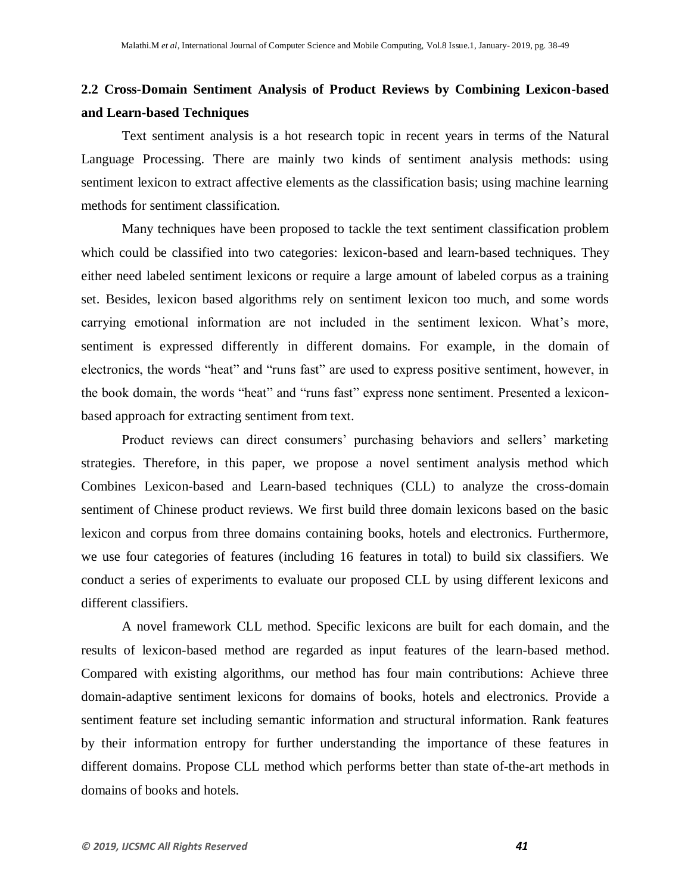## 2.2 Cross-Domain Sentiment Analysis of Product Reviews by Combining Lexicon-based and Learn-based Techniques

Text sentiment analysis is a hot research topic in recent years in terms of the Natural Language Processing. There are mainly two kinds of sentiment analysis methods: using sentiment lexicon to extract affective elements as the classification basis; using machine learning methods for sentiment classification.

Many techniques have been proposed to tackle the text sentiment classification problem which could be classified into two categories: lexicon-based and learn-based techniques. They either need labeled sentiment lexicons or require a large amount of labeled corpus as a training set. Besides, lexicon based algorithms rely on sentiment lexicon too much, and some words carrying emotional information are not included in the sentiment lexicon. What's more, sentiment is expressed differently in different domains. For example, in the domain of electronics, the words "heat" and "runs fast" are used to express positive sentiment, however, in the book domain, the words "heat" and "runs fast" express none sentiment. Presented a lexicon-based approach for extracting sentiment from text.

Product reviews can direct consumers' purchasing behaviors and sellers' marketing strategies. Therefore, in this paper, we propose a novel sentiment analysis method which Combines Lexicon-based and Learn-based techniques (CLL) to analyze the cross-domain sentiment of Chinese product reviews. We first build three domain lexicons based on the basic lexicon and corpus from three domains containing books, hotels and electronics. Furthermore, we use four categories of features (including 16 features in total) to build six classifiers. We conduct a series of experiments to evaluate our proposed CLL by using different lexicons and different classifiers.

A novel framework CLL method. Specific lexicons are built for each domain, and the results of lexicon-based method are regarded as input features of the learn-based method. Compared with existing algorithms, our method has four main contributions: Achieve three domain-adaptive sentiment lexicons for domains of books, hotels and electronics. Provide a sentiment feature set including semantic information and structural information. Rank features by their information entropy for further understanding the importance of these features in different domains. Propose CLL method which performs better than state of-the-art methods in domains of books and hotels.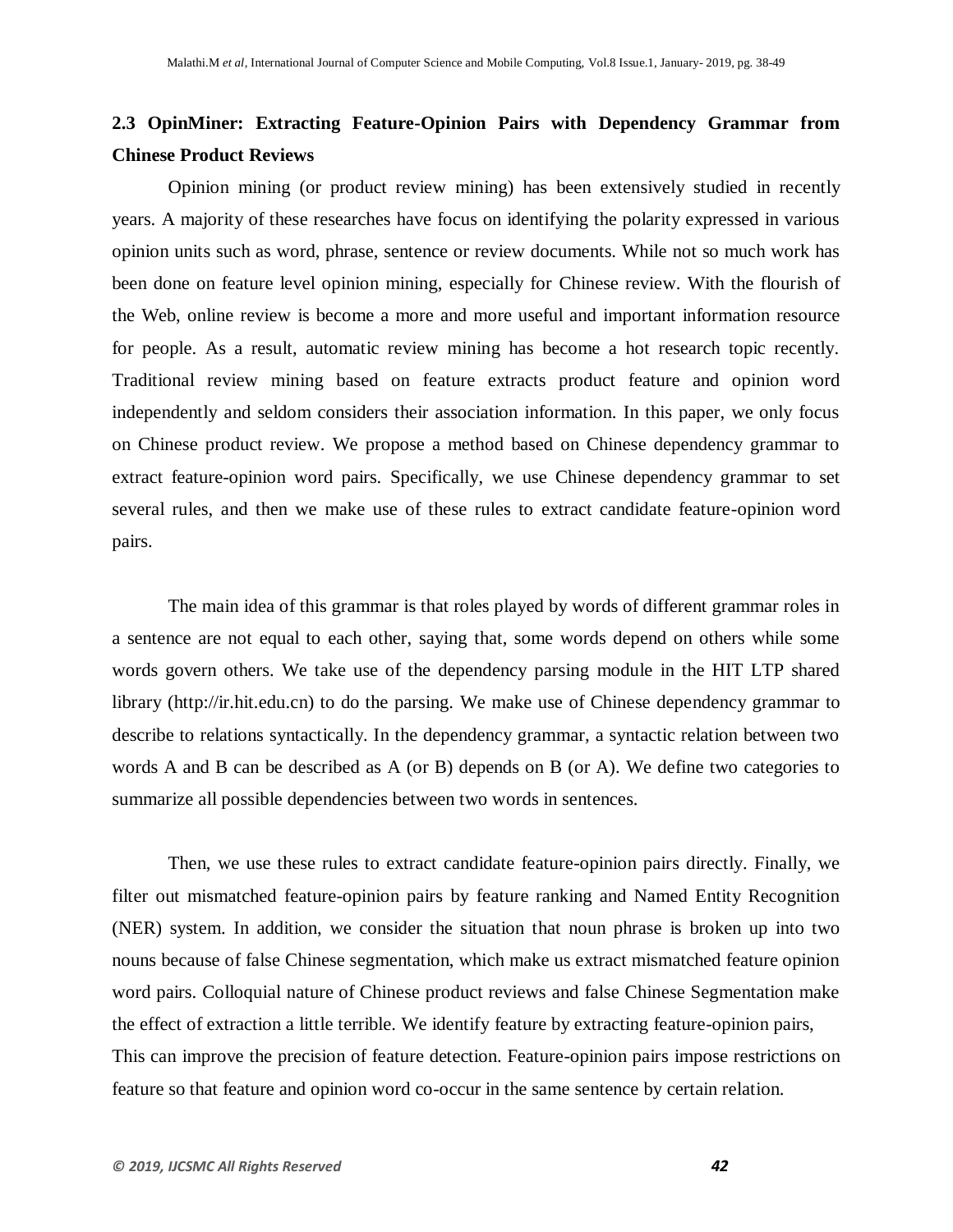### 2.3 OpinMiner: Extracting Feature-Opinion Pairs with Dependency Grammar from Chinese Product Reviews

Opinion mining (or product review mining) has been extensively studied in recently years. A majority of these researches have focus on identifying the polarity expressed in various opinion units such as word, phrase, sentence or review documents. While not so much work has been done on feature level opinion mining, especially for Chinese review. With the flourish of the Web, online review is become a more and more useful and important information resource for people. As a result, automatic review mining has become a hot research topic recently. Traditional review mining based on feature extracts product feature and opinion word independently and seldom considers their association information. In this paper, we only focus on Chinese product review. We propose a method based on Chinese dependency grammar to extract feature-opinion word pairs. Specifically, we use Chinese dependency grammar to set several rules, and then we make use of these rules to extract candidate feature-opinion word pairs.

The main idea of this grammar is that roles played by words of different grammar roles in a sentence are not equal to each other, saying that, some words depend on others while some words govern others. We take use of the dependency parsing module in the HIT LTP shared library (http://ir.hit.edu.cn) to do the parsing. We make use of Chinese dependency grammar to describe to relations syntactically. In the dependency grammar, a syntactic relation between two words A and B can be described as A (or B) depends on B (or A). We define two categories to summarize all possible dependencies between two words in sentences.

Then, we use these rules to extract candidate feature-opinion pairs directly. Finally, we filter out mismatched feature-opinion pairs by feature ranking and Named Entity Recognition (NER) system. In addition, we consider the situation that noun phrase is broken up into two nouns because of false Chinese segmentation, which make us extract mismatched feature opinion word pairs. Colloquial nature of Chinese product reviews and false Chinese Segmentation make the effect of extraction a little terrible. We identify feature by extracting feature-opinion pairs, This can improve the precision of feature detection. Feature-opinion pairs impose restrictions on feature so that feature and opinion word co-occur in the same sentence by certain relation.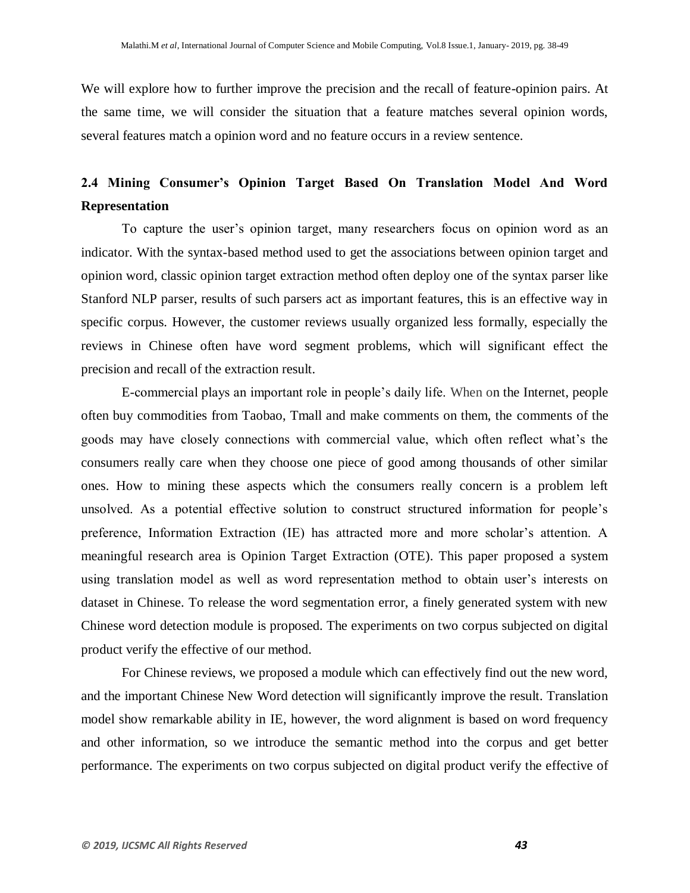We will explore how to further improve the precision and the recall of feature-opinion pairs. At the same time, we will consider the situation that a feature matches several opinion words, several features match a opinion word and no feature occurs in a review sentence.

## 2.4 Mining Consumer's Opinion Target Based On Translation Model And Word Representation

To capture the user's opinion target, many researchers focus on opinion word as an indicator. With the syntax-based method used to get the associations between opinion target and opinion word, classic opinion target extraction method often deploy one of the syntax parser like Stanford NLP parser, results of such parsers act as important features, this is an effective way in specific corpus. However, the customer reviews usually organized less formally, especially the reviews in Chinese often have word segment problems, which will significant effect the precision and recall of the extraction result.

E-commercial plays an important role in people's daily life. When on the Internet, people often buy commodities from Taobao, Tmall and make comments on them, the comments of the goods may have closely connections with commercial value, which often reflect what's the consumers really care when they choose one piece of good among thousands of other similar ones. How to mining these aspects which the consumers really concern is a problem left unsolved. As a potential effective solution to construct structured information for people's preference, Information Extraction (IE) has attracted more and more scholar's attention. A meaningful research area is Opinion Target Extraction (OTE). This paper proposed a system using translation model as well as word representation method to obtain user's interests on dataset in Chinese. To release the word segmentation error, a finely generated system with new Chinese word detection module is proposed. The experiments on two corpus subjected on digital product verify the effective of our method.

For Chinese reviews, we proposed a module which can effectively find out the new word, and the important Chinese New Word detection will significantly improve the result. Translation model show remarkable ability in IE, however, the word alignment is based on word frequency and other information, so we introduce the semantic method into the corpus and get better performance. The experiments on two corpus subjected on digital product verify the effective of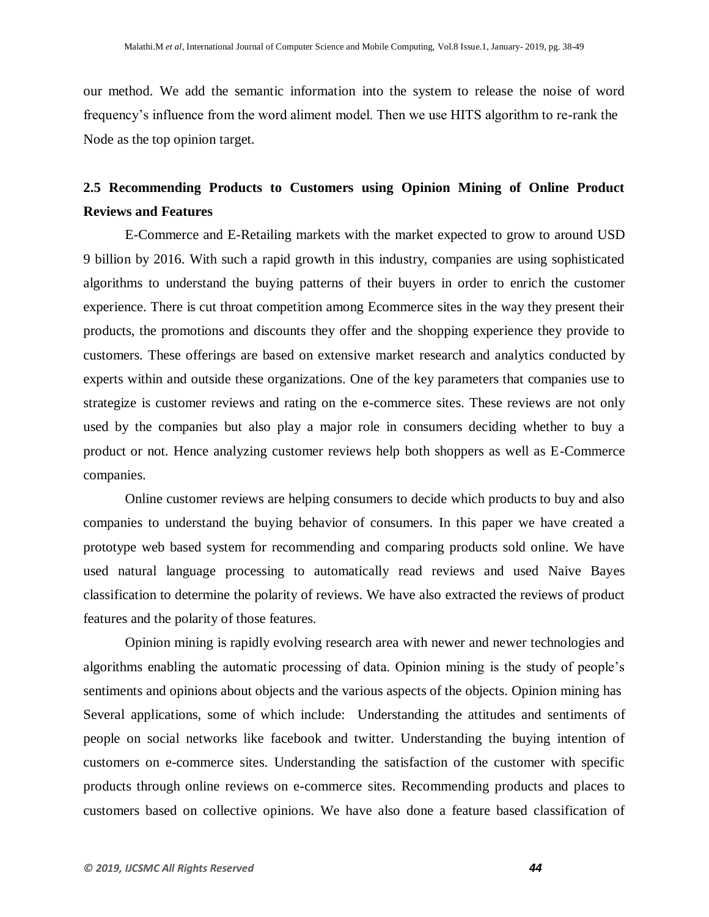our method. We add the semantic information into the system to release the noise of word frequency's influence from the word aliment model. Then we use HITS algorithm to re-rank the Node as the top opinion target.

## 2.5 Recommending Products to Customers using Opinion Mining of Online Product Reviews and Features

E-Commerce and E-Retailing markets with the market expected to grow to around USD 9 billion by 2016. With such a rapid growth in this industry, companies are using sophisticated algorithms to understand the buying patterns of their buyers in order to enrich the customer experience. There is cut throat competition among Ecommerce sites in the way they present their products, the promotions and discounts they offer and the shopping experience they provide to customers. These offerings are based on extensive market research and analytics conducted by experts within and outside these organizations. One of the key parameters that companies use to strategize is customer reviews and rating on the e-commerce sites. These reviews are not only used by the companies but also play a major role in consumers deciding whether to buy a product or not. Hence analyzing customer reviews help both shoppers as well as E-Commerce companies.

Online customer reviews are helping consumers to decide which products to buy and also companies to understand the buying behavior of consumers. In this paper we have created a prototype web based system for recommending and comparing products sold online. We have used natural language processing to automatically read reviews and used Naive Bayes classification to determine the polarity of reviews. We have also extracted the reviews of product features and the polarity of those features.

Opinion mining is rapidly evolving research area with newer and newer technologies and algorithms enabling the automatic processing of data. Opinion mining is the study of people's sentiments and opinions about objects and the various aspects of the objects. Opinion mining has Several applications, some of which include: Understanding the attitudes and sentiments of people on social networks like facebook and twitter. Understanding the buying intention of customers on e-commerce sites. Understanding the satisfaction of the customer with specific products through online reviews on e-commerce sites. Recommending products and places to customers based on collective opinions. We have also done a feature based classification of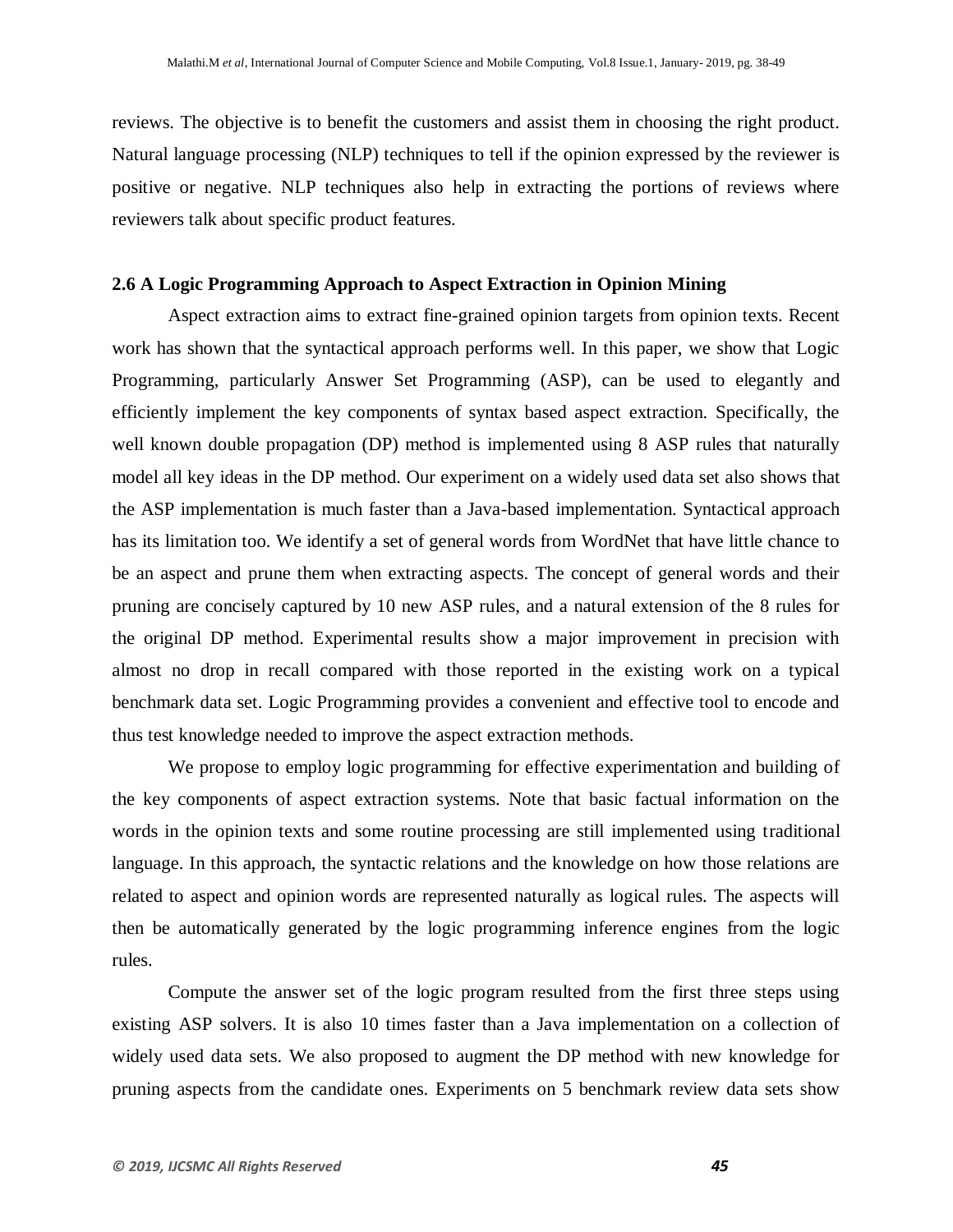reviews. The objective is to benefit the customers and assist them in choosing the right product. Natural language processing (NLP) techniques to tell if the opinion expressed by the reviewer is positive or negative. NLP techniques also help in extracting the portions of reviews where reviewers talk about specific product features.

### 2.6 A Logic Programming Approach to Aspect Extraction in Opinion Mining

Aspect extraction aims to extract fine-grained opinion targets from opinion texts. Recent work has shown that the syntactical approach performs well. In this paper, we show that Logic Programming, particularly Answer Set Programming (ASP), can be used to elegantly and efficiently implement the key components of syntax based aspect extraction. Specifically, the well known double propagation (DP) method is implemented using 8 ASP rules that naturally model all key ideas in the DP method. Our experiment on a widely used data set also shows that the ASP implementation is much faster than a Java-based implementation. Syntactical approach has its limitation too. We identify a set of general words from WordNet that have little chance to be an aspect and prune them when extracting aspects. The concept of general words and their pruning are concisely captured by 10 new ASP rules, and a natural extension of the 8 rules for the original DP method. Experimental results show a major improvement in precision with almost no drop in recall compared with those reported in the existing work on a typical benchmark data set. Logic Programming provides a convenient and effective tool to encode and thus test knowledge needed to improve the aspect extraction methods.

We propose to employ logic programming for effective experimentation and building of the key components of aspect extraction systems. Note that basic factual information on the words in the opinion texts and some routine processing are still implemented using traditional language. In this approach, the syntactic relations and the knowledge on how those relations are related to aspect and opinion words are represented naturally as logical rules. The aspects will then be automatically generated by the logic programming inference engines from the logic rules.

Compute the answer set of the logic program resulted from the first three steps using existing ASP solvers. It is also 10 times faster than a Java implementation on a collection of widely used data sets. We also proposed to augment the DP method with new knowledge for pruning aspects from the candidate ones. Experiments on 5 benchmark review data sets show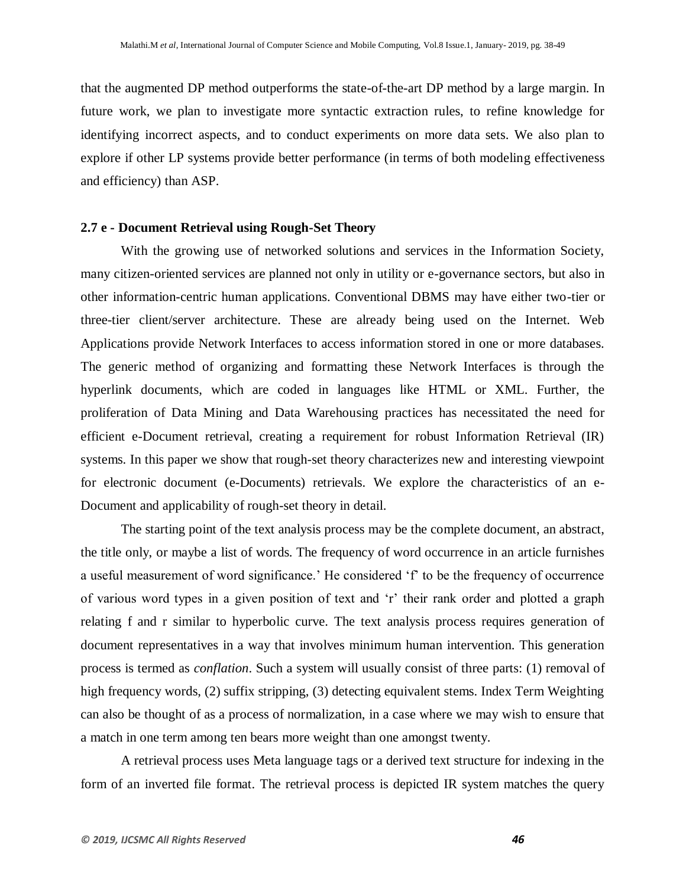that the augmented DP method outperforms the state-of-the-art DP method by a large margin. In future work, we plan to investigate more syntactic extraction rules, to refine knowledge for identifying incorrect aspects, and to conduct experiments on more data sets. We also plan to explore if other LP systems provide better performance (in terms of both modeling effectiveness and efficiency) than ASP.

### 2.7 e - Document Retrieval using Rough-Set Theory

With the growing use of networked solutions and services in the Information Society, many citizen-oriented services are planned not only in utility or e-governance sectors, but also in other information-centric human applications. Conventional DBMS may have either two-tier or three-tier client/server architecture. These are already being used on the Internet. Web Applications provide Network Interfaces to access information stored in one or more databases. The generic method of organizing and formatting these Network Interfaces is through the hyperlink documents, which are coded in languages like HTML or XML. Further, the proliferation of Data Mining and Data Warehousing practices has necessitated the need for efficient e-Document retrieval, creating a requirement for robust Information Retrieval (IR) systems. In this paper we show that rough-set theory characterizes new and interesting viewpoint for electronic document (e-Documents) retrievals. We explore the characteristics of an e-Document and applicability of rough-set theory in detail.

The starting point of the text analysis process may be the complete document, an abstract, the title only, or maybe a list of words. The frequency of word occurrence in an article furnishes a useful measurement of word significance.' He considered 'f' to be the frequency of occurrence of various word types in a given position of text and 'r' their rank order and plotted a graph relating f and r similar to hyperbolic curve. The text analysis process requires generation of document representatives in a way that involves minimum human intervention. This generation process is termed as *conflation*. Such a system will usually consist of three parts: (1) removal of high frequency words, (2) suffix stripping, (3) detecting equivalent stems. Index Term Weighting can also be thought of as a process of normalization, in a case where we may wish to ensure that a match in one term among ten bears more weight than one amongst twenty.

A retrieval process uses Meta language tags or a derived text structure for indexing in the form of an inverted file format. The retrieval process is depicted IR system matches the query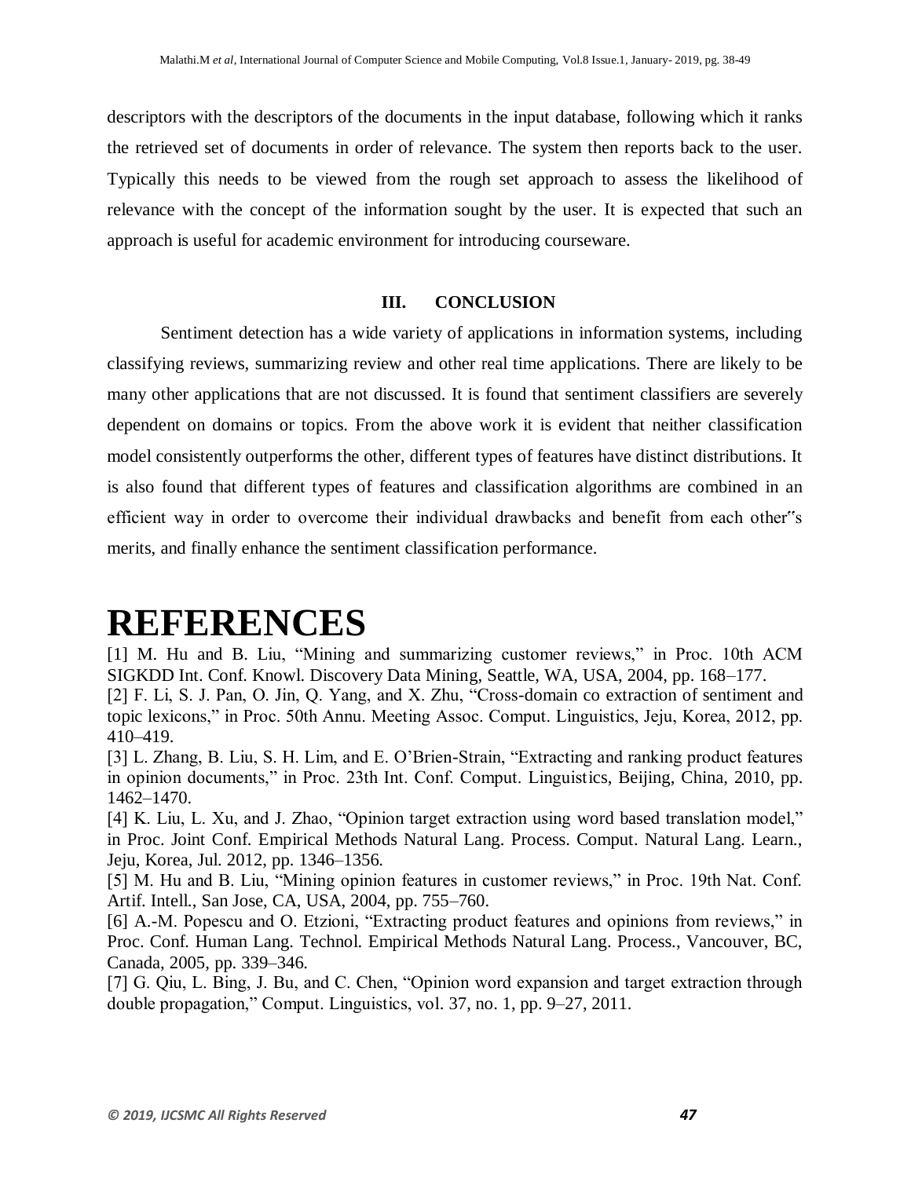descriptors with the descriptors of the documents in the input database, following which it ranks the retrieved set of documents in order of relevance. The system then reports back to the user. Typically this needs to be viewed from the rough set approach to assess the likelihood of relevance with the concept of the information sought by the user. It is expected that such an approach is useful for academic environment for introducing courseware.

## III. CONCLUSION

Sentiment detection has a wide variety of applications in information systems, including classifying reviews, summarizing review and other real time applications. There are likely to be many other applications that are not discussed. It is found that sentiment classifiers are severely dependent on domains or topics. From the above work it is evident that neither classification model consistently outperforms the other, different types of features have distinct distributions. It is also found that different types of features and classification algorithms are combined in an efficient way in order to overcome their individual drawbacks and benefit from each other"s merits, and finally enhance the sentiment classification performance.

# REFERENCES

[1] M. Hu and B. Liu, "Mining and summarizing customer reviews," in Proc. 10th ACM SIGKDD Int. Conf. Knowl. Discovery Data Mining, Seattle, WA, USA, 2004, pp. 168–177.

[2] F. Li, S. J. Pan, O. Jin, Q. Yang, and X. Zhu, "Cross-domain co extraction of sentiment and topic lexicons," in Proc. 50th Annu. Meeting Assoc. Comput. Linguistics, Jeju, Korea, 2012, pp. 410–419.

[3] L. Zhang, B. Liu, S. H. Lim, and E. O'Brien-Strain, "Extracting and ranking product features in opinion documents," in Proc. 23th Int. Conf. Comput. Linguistics, Beijing, China, 2010, pp. 1462–1470.

[4] K. Liu, L. Xu, and J. Zhao, "Opinion target extraction using word based translation model," in Proc. Joint Conf. Empirical Methods Natural Lang. Process. Comput. Natural Lang. Learn., Jeju, Korea, Jul. 2012, pp. 1346–1356.

[5] M. Hu and B. Liu, "Mining opinion features in customer reviews," in Proc. 19th Nat. Conf. Artif. Intell., San Jose, CA, USA, 2004, pp. 755–760.

[6] A.-M. Popescu and O. Etzioni, "Extracting product features and opinions from reviews," in Proc. Conf. Human Lang. Technol. Empirical Methods Natural Lang. Process., Vancouver, BC, Canada, 2005, pp. 339–346.

[7] G. Qiu, L. Bing, J. Bu, and C. Chen, "Opinion word expansion and target extraction through double propagation," Comput. Linguistics, vol. 37, no. 1, pp. 9–27, 2011.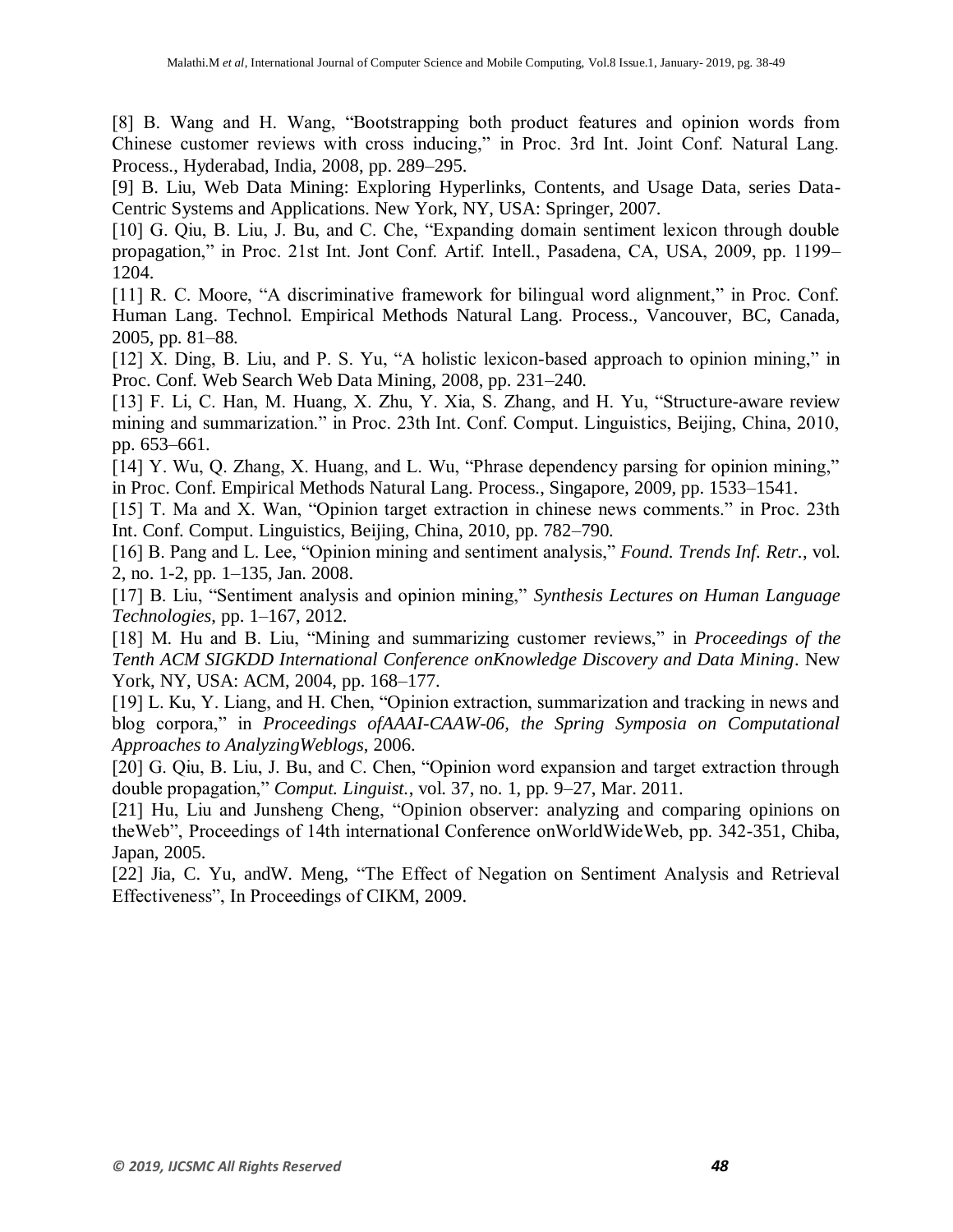[8] B. Wang and H. Wang, "Bootstrapping both product features and opinion words from Chinese customer reviews with cross inducing," in Proc. 3rd Int. Joint Conf. Natural Lang. Process., Hyderabad, India, 2008, pp. 289–295.

[9] B. Liu, Web Data Mining: Exploring Hyperlinks, Contents, and Usage Data, series Data-Centric Systems and Applications. New York, NY, USA: Springer, 2007.

[10] G. Qiu, B. Liu, J. Bu, and C. Che, "Expanding domain sentiment lexicon through double propagation," in Proc. 21st Int. Jont Conf. Artif. Intell., Pasadena, CA, USA, 2009, pp. 1199–1204.

[11] R. C. Moore, "A discriminative framework for bilingual word alignment," in Proc. Conf. Human Lang. Technol. Empirical Methods Natural Lang. Process., Vancouver, BC, Canada, 2005, pp. 81–88.

[12] X. Ding, B. Liu, and P. S. Yu, "A holistic lexicon-based approach to opinion mining," in Proc. Conf. Web Search Web Data Mining, 2008, pp. 231–240.

[13] F. Li, C. Han, M. Huang, X. Zhu, Y. Xia, S. Zhang, and H. Yu, "Structure-aware review mining and summarization." in Proc. 23th Int. Conf. Comput. Linguistics, Beijing, China, 2010, pp. 653–661.

[14] Y. Wu, Q. Zhang, X. Huang, and L. Wu, "Phrase dependency parsing for opinion mining," in Proc. Conf. Empirical Methods Natural Lang. Process., Singapore, 2009, pp. 1533–1541.

[15] T. Ma and X. Wan, "Opinion target extraction in chinese news comments." in Proc. 23th Int. Conf. Comput. Linguistics, Beijing, China, 2010, pp. 782–790.

[16] B. Pang and L. Lee, "Opinion mining and sentiment analysis," *Found. Trends Inf. Retr.*, vol. 2, no. 1-2, pp. 1–135, Jan. 2008.

[17] B. Liu, "Sentiment analysis and opinion mining," *Synthesis Lectures on Human Language Technologies*, pp. 1–167, 2012.

[18] M. Hu and B. Liu, "Mining and summarizing customer reviews," in *Proceedings of the Tenth ACM SIGKDD International Conference onKnowledge Discovery and Data Mining*. New York, NY, USA: ACM, 2004, pp. 168–177.

[19] L. Ku, Y. Liang, and H. Chen, "Opinion extraction, summarization and tracking in news and blog corpora," in *Proceedings ofAAAI-CAAW-06, the Spring Symposia on Computational Approaches to AnalyzingWeblogs*, 2006.

[20] G. Qiu, B. Liu, J. Bu, and C. Chen, "Opinion word expansion and target extraction through double propagation," *Comput. Linguist.*, vol. 37, no. 1, pp. 9–27, Mar. 2011.

[21] Hu, Liu and Junsheng Cheng, "Opinion observer: analyzing and comparing opinions on theWeb", Proceedings of 14th international Conference onWorldWideWeb, pp. 342-351, Chiba, Japan, 2005.

[22] Jia, C. Yu, andW. Meng, "The Effect of Negation on Sentiment Analysis and Retrieval Effectiveness", In Proceedings of CIKM, 2009.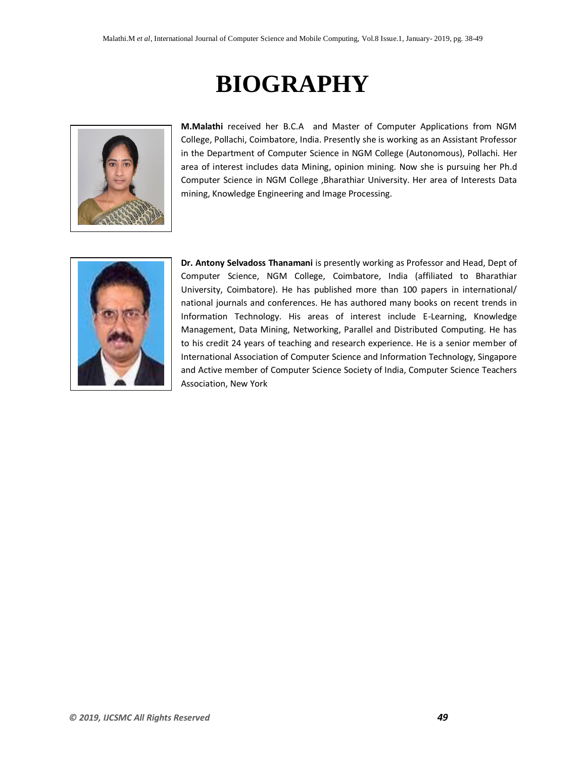# BIOGRAPHY

**M.Malathi** received her B.C.A and Master of Computer Applications from NGM College, Pollachi, Coimbatore, India. Presently she is working as an Assistant Professor in the Department of Computer Science in NGM College (Autonomous), Pollachi. Her area of interest includes data Mining, opinion mining. Now she is pursuing her Ph.d Computer Science in NGM College ,Bharathiar University. Her area of Interests Data mining, Knowledge Engineering and Image Processing.

**Dr. Antony Selvadoss Thanamani** is presently working as Professor and Head, Dept of Computer Science, NGM College, Coimbatore, India (affiliated to Bharathiar University, Coimbatore). He has published more than 100 papers in international/ national journals and conferences. He has authored many books on recent trends in Information Technology. His areas of interest include E-Learning, Knowledge Management, Data Mining, Networking, Parallel and Distributed Computing. He has to his credit 24 years of teaching and research experience. He is a senior member of International Association of Computer Science and Information Technology, Singapore and Active member of Computer Science Society of India, Computer Science Teachers Association, New York